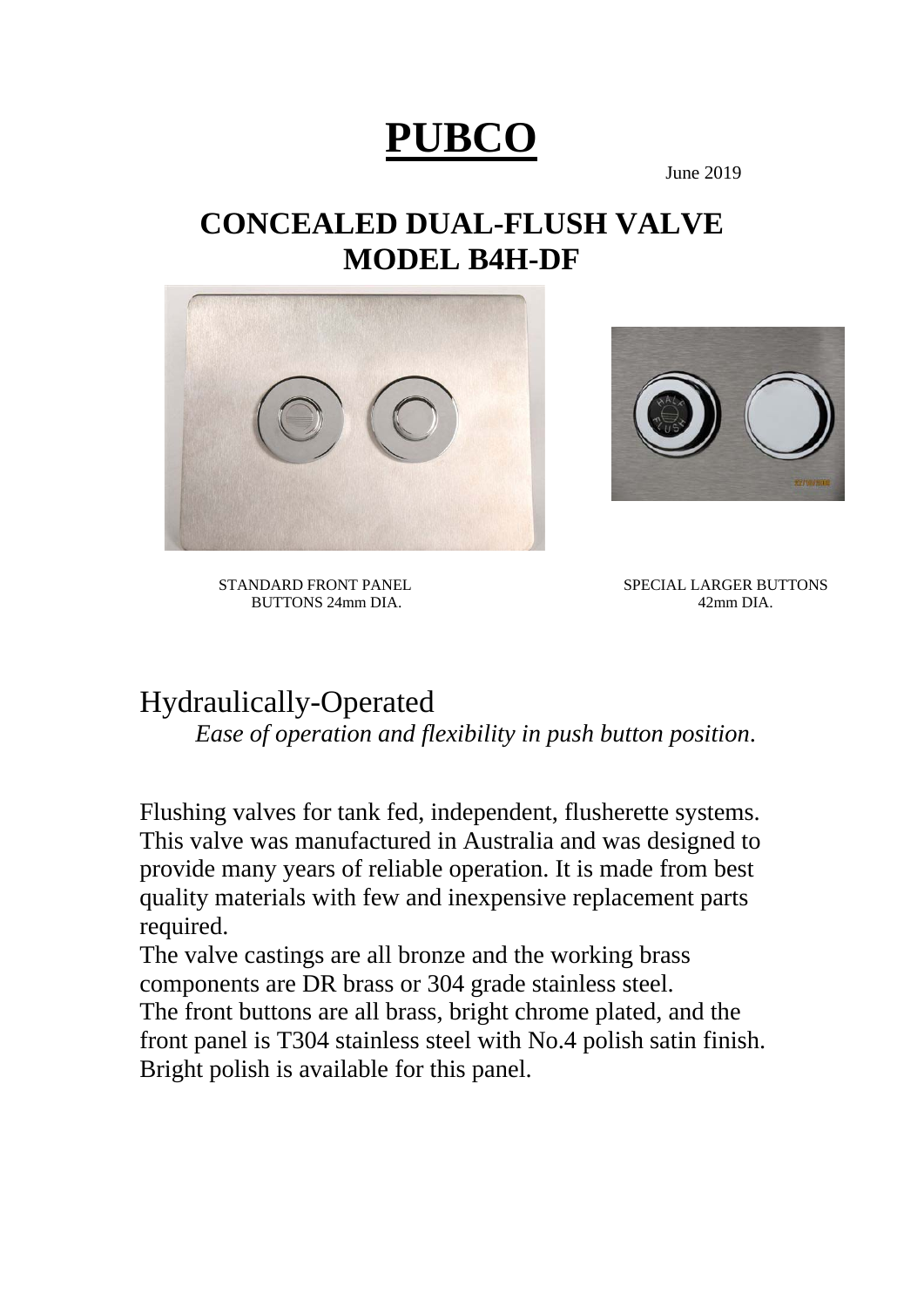# PUBCO

June 2019

## CONCEALED DUAL-FLUSH VALVE
## MODEL B4H-DF

STANDARD FRONT PANEL
BUTTONS 24mm DIA.

SPECIAL LARGER BUTTONS
42mm DIA.

## Hydraulically-Operated

*Ease of operation and flexibility in push button position*.

Flushing valves for tank fed, independent, flusherette systems. This valve was manufactured in Australia and was designed to provide many years of reliable operation. It is made from best quality materials with few and inexpensive replacement parts required.
The valve castings are all bronze and the working brass components are DR brass or 304 grade stainless steel.
The front buttons are all brass, bright chrome plated, and the front panel is T304 stainless steel with No.4 polish satin finish. Bright polish is available for this panel.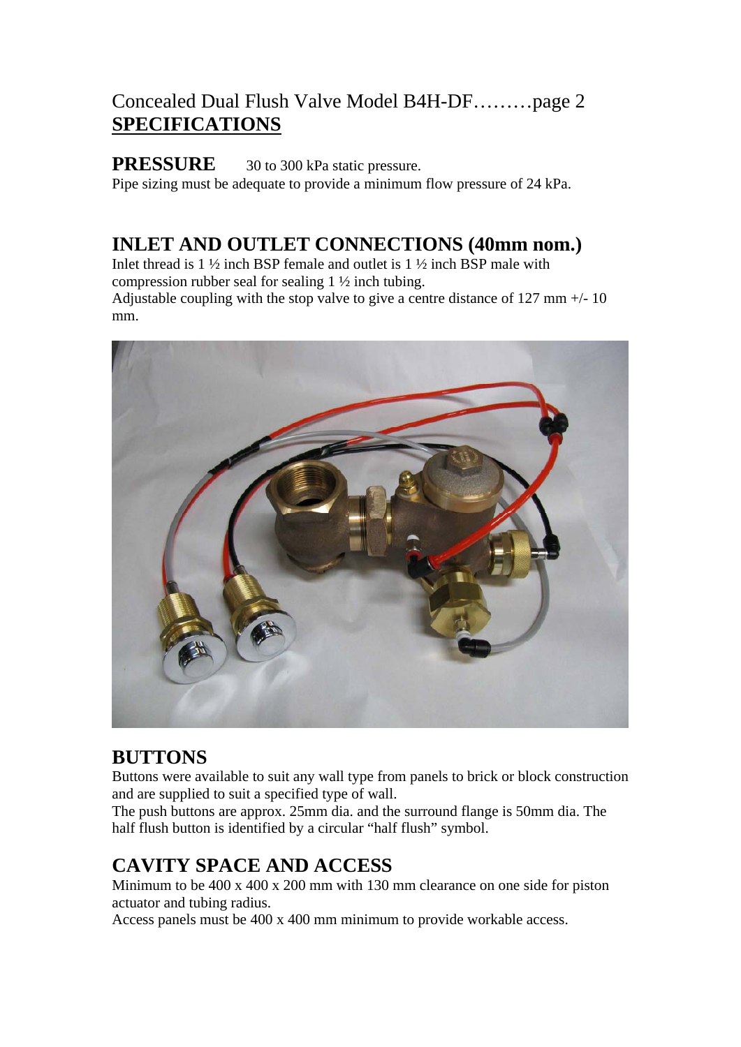# Concealed Dual Flush Valve Model B4H-DF………page 2

## **SPECIFICATIONS**

**PRESSURE** 30 to 300 kPa static pressure.
Pipe sizing must be adequate to provide a minimum flow pressure of 24 kPa.

## INLET AND OUTLET CONNECTIONS (40mm nom.)

Inlet thread is 1 ½ inch BSP female and outlet is 1 ½ inch BSP male with compression rubber seal for sealing 1 ½ inch tubing.
Adjustable coupling with the stop valve to give a centre distance of 127 mm +/- 10 mm.

## BUTTONS

Buttons were available to suit any wall type from panels to brick or block construction and are supplied to suit a specified type of wall.
The push buttons are approx. 25mm dia. and the surround flange is 50mm dia. The half flush button is identified by a circular "half flush" symbol.

## CAVITY SPACE AND ACCESS

Minimum to be 400 x 400 x 200 mm with 130 mm clearance on one side for piston actuator and tubing radius.
Access panels must be 400 x 400 mm minimum to provide workable access.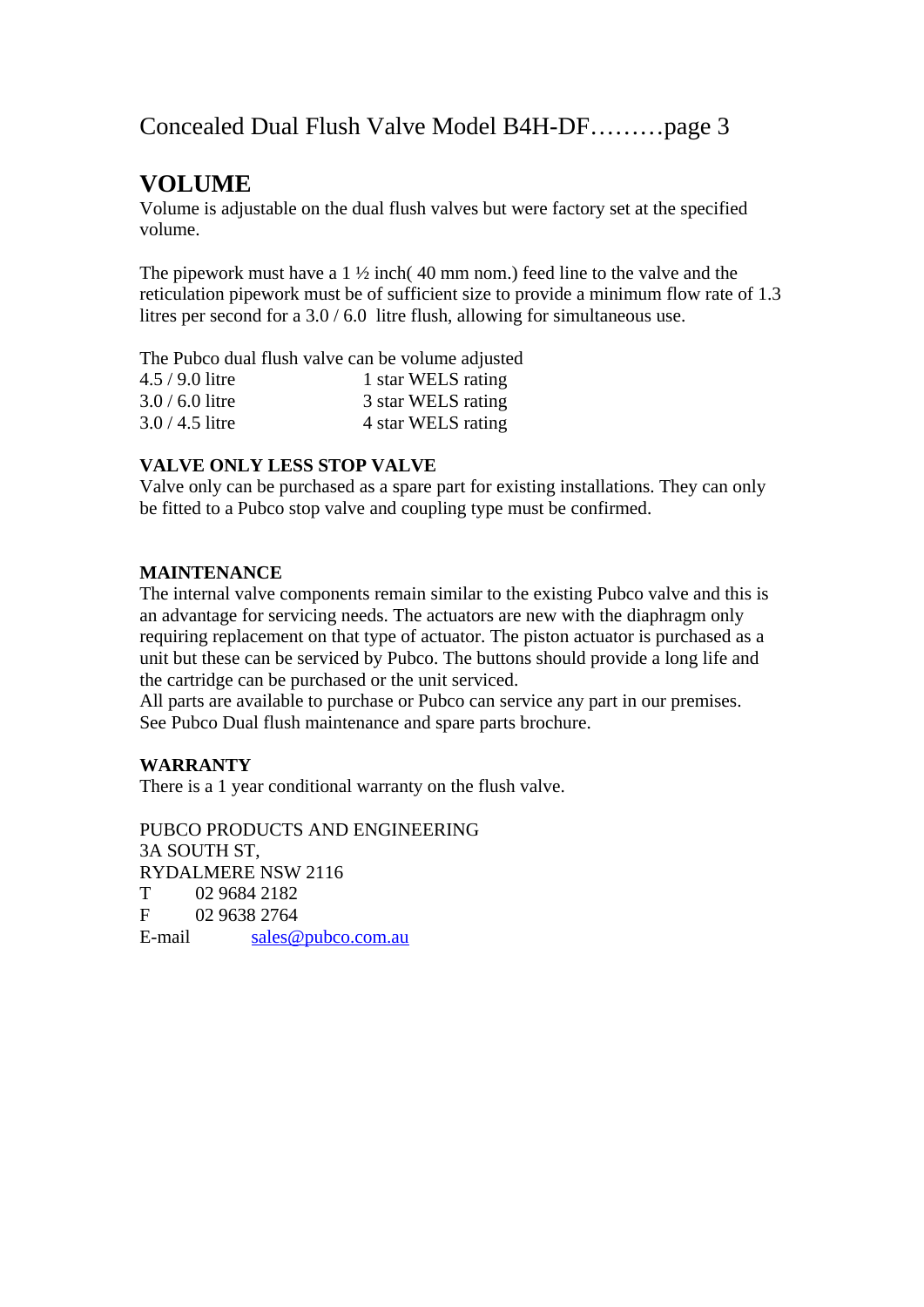# VOLUME

Volume is adjustable on the dual flush valves but were factory set at the specified volume.

The pipework must have a 1 ½ inch( 40 mm nom.) feed line to the valve and the reticulation pipework must be of sufficient size to provide a minimum flow rate of 1.3 litres per second for a 3.0 / 6.0 litre flush, allowing for simultaneous use.

The Pubco dual flush valve can be volume adjusted

| | |
|---|---|
| 4.5 / 9.0 litre | 1 star WELS rating |
| 3.0 / 6.0 litre | 3 star WELS rating |
| 3.0 / 4.5 litre | 4 star WELS rating |

**VALVE ONLY LESS STOP VALVE**

Valve only can be purchased as a spare part for existing installations. They can only be fitted to a Pubco stop valve and coupling type must be confirmed.

**MAINTENANCE**

The internal valve components remain similar to the existing Pubco valve and this is an advantage for servicing needs. The actuators are new with the diaphragm only requiring replacement on that type of actuator. The piston actuator is purchased as a unit but these can be serviced by Pubco. The buttons should provide a long life and the cartridge can be purchased or the unit serviced.
All parts are available to purchase or Pubco can service any part in our premises. See Pubco Dual flush maintenance and spare parts brochure.

**WARRANTY**

There is a 1 year conditional warranty on the flush valve.

PUBCO PRODUCTS AND ENGINEERING
3A SOUTH ST,
RYDALMERE NSW 2116
T 02 9684 2182
F 02 9638 2764
E-mail sales@pubco.com.au